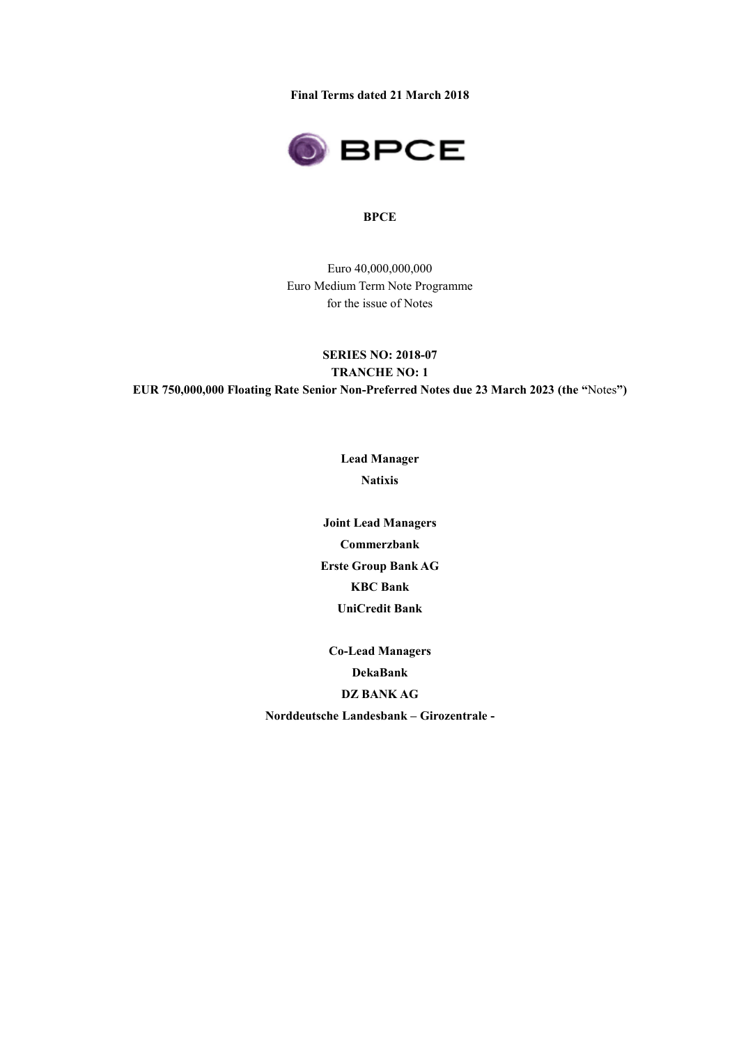**Final Terms dated 21 March 2018**

**BPCE**

Euro 40,000,000,000
Euro Medium Term Note Programme
for the issue of Notes

**SERIES NO: 2018-07**
**TRANCHE NO: 1**
**EUR 750,000,000 Floating Rate Senior Non-Preferred Notes due 23 March 2023 (the "**Notes**")**

**Lead Manager**
**Natixis**

**Joint Lead Managers**
**Commerzbank**
**Erste Group Bank AG**
**KBC Bank**
**UniCredit Bank**

**Co-Lead Managers**
**DekaBank**
**DZ BANK AG**
**Norddeutsche Landesbank – Girozentrale -**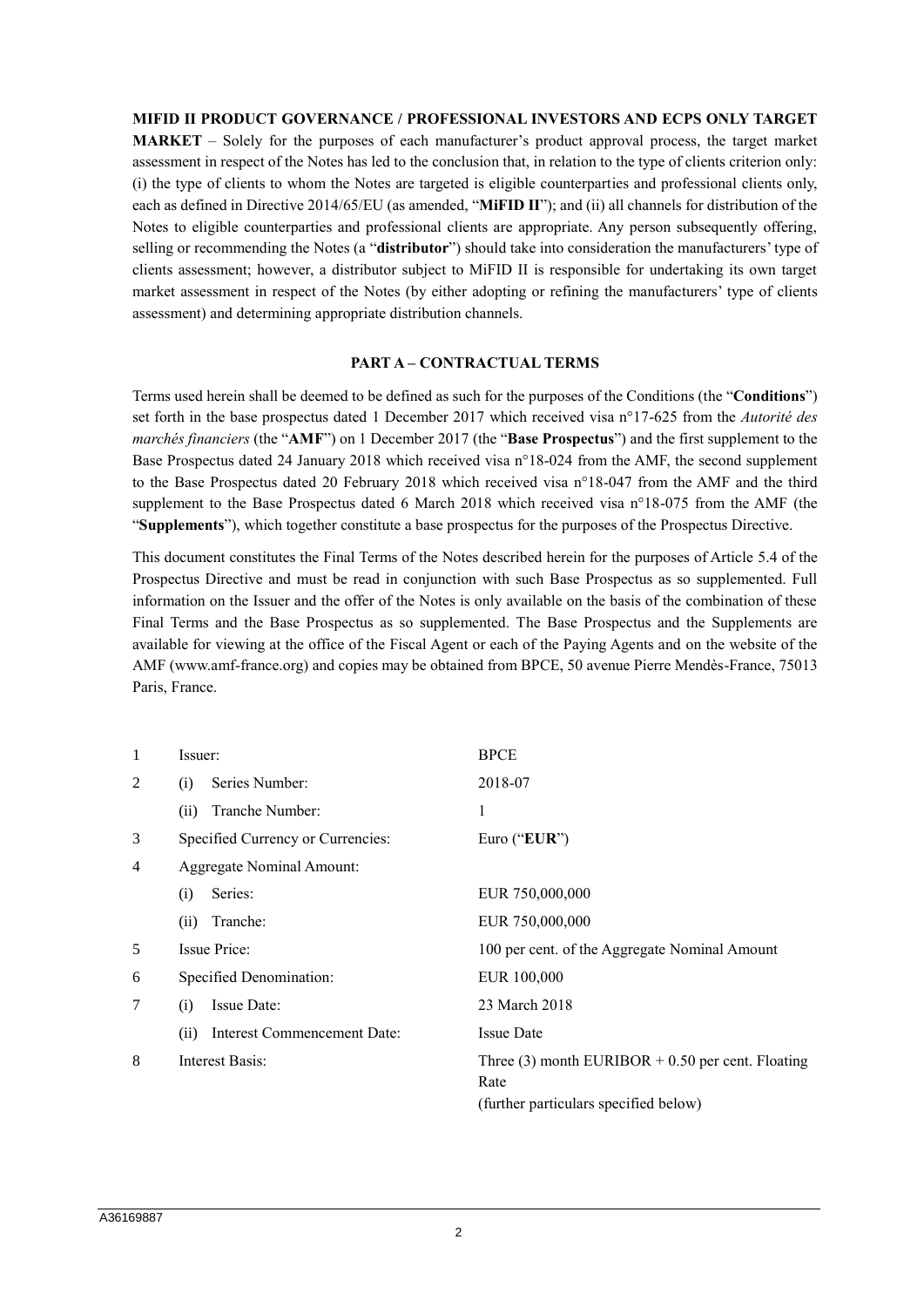**MIFID II PRODUCT GOVERNANCE / PROFESSIONAL INVESTORS AND ECPS ONLY TARGET MARKET** – Solely for the purposes of each manufacturer's product approval process, the target market assessment in respect of the Notes has led to the conclusion that, in relation to the type of clients criterion only: (i) the type of clients to whom the Notes are targeted is eligible counterparties and professional clients only, each as defined in Directive 2014/65/EU (as amended, "**MiFID II**"); and (ii) all channels for distribution of the Notes to eligible counterparties and professional clients are appropriate. Any person subsequently offering, selling or recommending the Notes (a "**distributor**") should take into consideration the manufacturers' type of clients assessment; however, a distributor subject to MiFID II is responsible for undertaking its own target market assessment in respect of the Notes (by either adopting or refining the manufacturers' type of clients assessment) and determining appropriate distribution channels.

## PART A – CONTRACTUAL TERMS

Terms used herein shall be deemed to be defined as such for the purposes of the Conditions (the "**Conditions**") set forth in the base prospectus dated 1 December 2017 which received visa n°17-625 from the *Autorité des marchés financiers* (the "**AMF**") on 1 December 2017 (the "**Base Prospectus**") and the first supplement to the Base Prospectus dated 24 January 2018 which received visa n°18-024 from the AMF, the second supplement to the Base Prospectus dated 20 February 2018 which received visa n°18-047 from the AMF and the third supplement to the Base Prospectus dated 6 March 2018 which received visa n°18-075 from the AMF (the "**Supplements**"), which together constitute a base prospectus for the purposes of the Prospectus Directive.

This document constitutes the Final Terms of the Notes described herein for the purposes of Article 5.4 of the Prospectus Directive and must be read in conjunction with such Base Prospectus as so supplemented. Full information on the Issuer and the offer of the Notes is only available on the basis of the combination of these Final Terms and the Base Prospectus as so supplemented. The Base Prospectus and the Supplements are available for viewing at the office of the Fiscal Agent or each of the Paying Agents and on the website of the AMF (www.amf-france.org) and copies may be obtained from BPCE, 50 avenue Pierre Mendès-France, 75013 Paris, France.

| | | |
|---|---|---|
| 1 | Issuer: | BPCE |
| 2 | (i) Series Number: | 2018-07 |
| | (ii) Tranche Number: | 1 |
| 3 | Specified Currency or Currencies: | Euro ("**EUR**") |
| 4 | Aggregate Nominal Amount: | |
| | (i) Series: | EUR 750,000,000 |
| | (ii) Tranche: | EUR 750,000,000 |
| 5 | Issue Price: | 100 per cent. of the Aggregate Nominal Amount |
| 6 | Specified Denomination: | EUR 100,000 |
| 7 | (i) Issue Date: | 23 March 2018 |
| | (ii) Interest Commencement Date: | Issue Date |
| 8 | Interest Basis: | Three (3) month EURIBOR + 0.50 per cent. Floating Rate<br>(further particulars specified below) |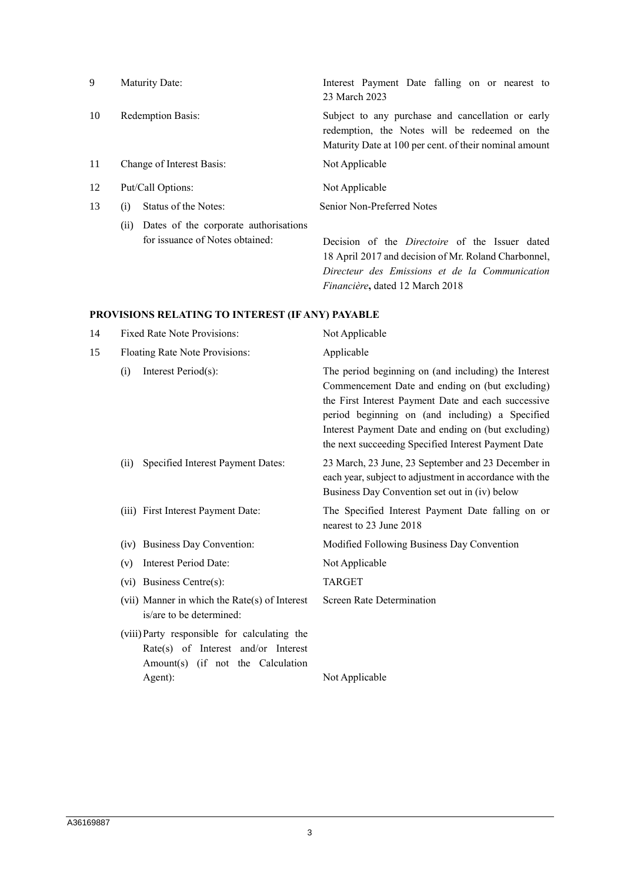| | | |
|---|---|---|
| 9 | Maturity Date: | Interest Payment Date falling on or nearest to 23 March 2023 |
| 10 | Redemption Basis: | Subject to any purchase and cancellation or early redemption, the Notes will be redeemed on the Maturity Date at 100 per cent. of their nominal amount |
| 11 | Change of Interest Basis: | Not Applicable |
| 12 | Put/Call Options: | Not Applicable |
| 13 | (i) Status of the Notes: | Senior Non-Preferred Notes |
| | (ii) Dates of the corporate authorisations for issuance of Notes obtained: | Decision of the *Directoire* of the Issuer dated 18 April 2017 and decision of Mr. Roland Charbonnel, *Directeur des Emissions et de la Communication Financière*, dated 12 March 2018 |

**PROVISIONS RELATING TO INTEREST (IF ANY) PAYABLE**

| | | |
|---|---|---|
| 14 | Fixed Rate Note Provisions: | Not Applicable |
| 15 | Floating Rate Note Provisions: | Applicable |
| | (i) Interest Period(s): | The period beginning on (and including) the Interest Commencement Date and ending on (but excluding) the First Interest Payment Date and each successive period beginning on (and including) a Specified Interest Payment Date and ending on (but excluding) the next succeeding Specified Interest Payment Date |
| | (ii) Specified Interest Payment Dates: | 23 March, 23 June, 23 September and 23 December in each year, subject to adjustment in accordance with the Business Day Convention set out in (iv) below |
| | (iii) First Interest Payment Date: | The Specified Interest Payment Date falling on or nearest to 23 June 2018 |
| | (iv) Business Day Convention: | Modified Following Business Day Convention |
| | (v) Interest Period Date: | Not Applicable |
| | (vi) Business Centre(s): | TARGET |
| | (vii) Manner in which the Rate(s) of Interest is/are to be determined: | Screen Rate Determination |
| | (viii) Party responsible for calculating the Rate(s) of Interest and/or Interest Amount(s) (if not the Calculation Agent): | Not Applicable |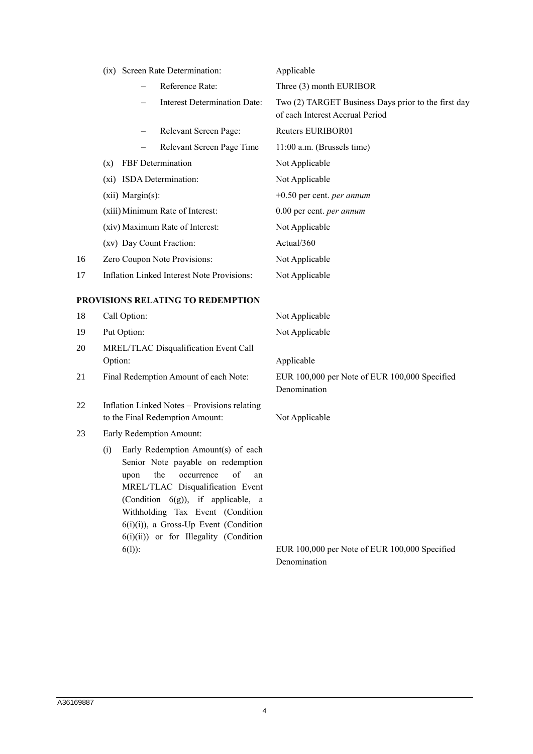| | | |
|---|---|---|
| | (ix) Screen Rate Determination: | Applicable |
| | – Reference Rate: | Three (3) month EURIBOR |
| | – Interest Determination Date: | Two (2) TARGET Business Days prior to the first day of each Interest Accrual Period |
| | – Relevant Screen Page: | Reuters EURIBOR01 |
| | – Relevant Screen Page Time | 11:00 a.m. (Brussels time) |
| | (x) FBF Determination | Not Applicable |
| | (xi) ISDA Determination: | Not Applicable |
| | (xii) Margin(s): | +0.50 per cent. *per annum* |
| | (xiii) Minimum Rate of Interest: | 0.00 per cent. *per annum* |
| | (xiv) Maximum Rate of Interest: | Not Applicable |
| | (xv) Day Count Fraction: | Actual/360 |
| 16 | Zero Coupon Note Provisions: | Not Applicable |
| 17 | Inflation Linked Interest Note Provisions: | Not Applicable |

**PROVISIONS RELATING TO REDEMPTION**

| | | |
|---|---|---|
| 18 | Call Option: | Not Applicable |
| 19 | Put Option: | Not Applicable |
| 20 | MREL/TLAC Disqualification Event Call Option: | Applicable |
| 21 | Final Redemption Amount of each Note: | EUR 100,000 per Note of EUR 100,000 Specified Denomination |
| 22 | Inflation Linked Notes – Provisions relating to the Final Redemption Amount: | Not Applicable |
| 23 | Early Redemption Amount: | |
| | (i) Early Redemption Amount(s) of each Senior Note payable on redemption upon the occurrence of an MREL/TLAC Disqualification Event (Condition 6(g)), if applicable, a Withholding Tax Event (Condition 6(i)(i)), a Gross-Up Event (Condition 6(i)(ii)) or for Illegality (Condition 6(l)): | EUR 100,000 per Note of EUR 100,000 Specified Denomination |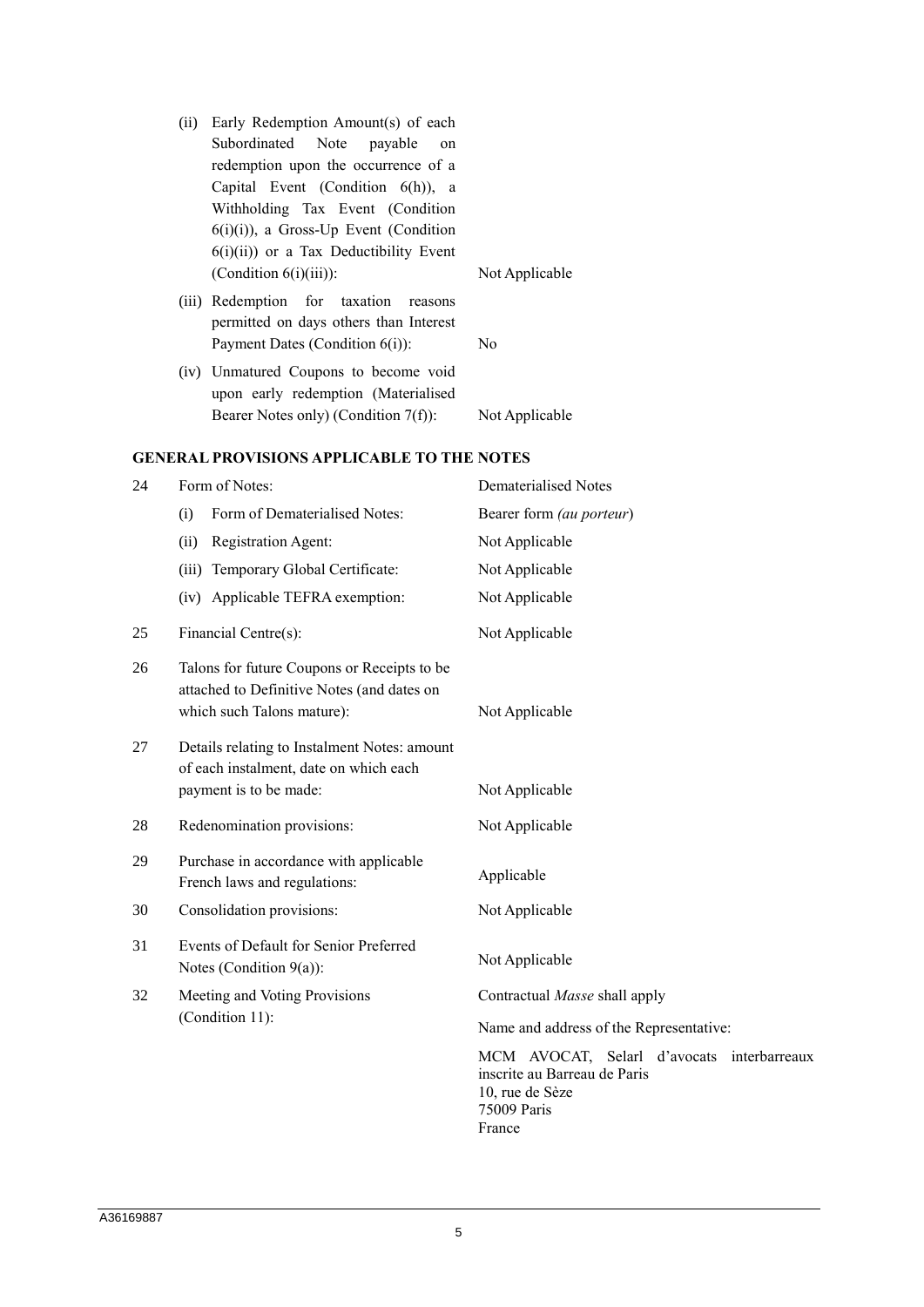| | | |
|---|---|---|
| | (ii) Early Redemption Amount(s) of each Subordinated Note payable on redemption upon the occurrence of a Capital Event (Condition 6(h)), a Withholding Tax Event (Condition 6(i)(i)), a Gross-Up Event (Condition 6(i)(ii)) or a Tax Deductibility Event (Condition 6(i)(iii)): | Not Applicable |
| | (iii) Redemption for taxation reasons permitted on days others than Interest Payment Dates (Condition 6(i)): | No |
| | (iv) Unmatured Coupons to become void upon early redemption (Materialised Bearer Notes only) (Condition 7(f)): | Not Applicable |

## GENERAL PROVISIONS APPLICABLE TO THE NOTES

| | | |
|---|---|---|
| 24 | Form of Notes: | Dematerialised Notes |
| | (i) Form of Dematerialised Notes: | Bearer form *(au porteur)* |
| | (ii) Registration Agent: | Not Applicable |
| | (iii) Temporary Global Certificate: | Not Applicable |
| | (iv) Applicable TEFRA exemption: | Not Applicable |
| 25 | Financial Centre(s): | Not Applicable |
| 26 | Talons for future Coupons or Receipts to be attached to Definitive Notes (and dates on which such Talons mature): | Not Applicable |
| 27 | Details relating to Instalment Notes: amount of each instalment, date on which each payment is to be made: | Not Applicable |
| 28 | Redenomination provisions: | Not Applicable |
| 29 | Purchase in accordance with applicable French laws and regulations: | Applicable |
| 30 | Consolidation provisions: | Not Applicable |
| 31 | Events of Default for Senior Preferred Notes (Condition 9(a)): | Not Applicable |
| 32 | Meeting and Voting Provisions (Condition 11): | Contractual *Masse* shall apply<br><br>Name and address of the Representative:<br><br>MCM AVOCAT, Selarl d'avocats interbarreaux inscrite au Barreau de Paris<br>10, rue de Sèze<br>75009 Paris<br>France |

A36169887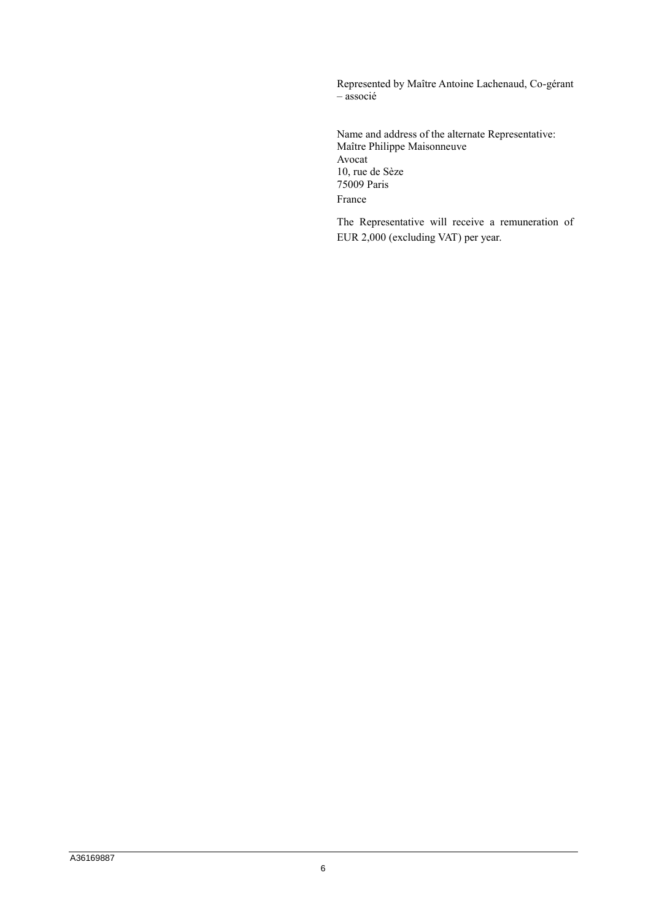Represented by Maître Antoine Lachenaud, Co-gérant – associé

Name and address of the alternate Representative:
Maître Philippe Maisonneuve
Avocat
10, rue de Sèze
75009 Paris
France

The Representative will receive a remuneration of EUR 2,000 (excluding VAT) per year.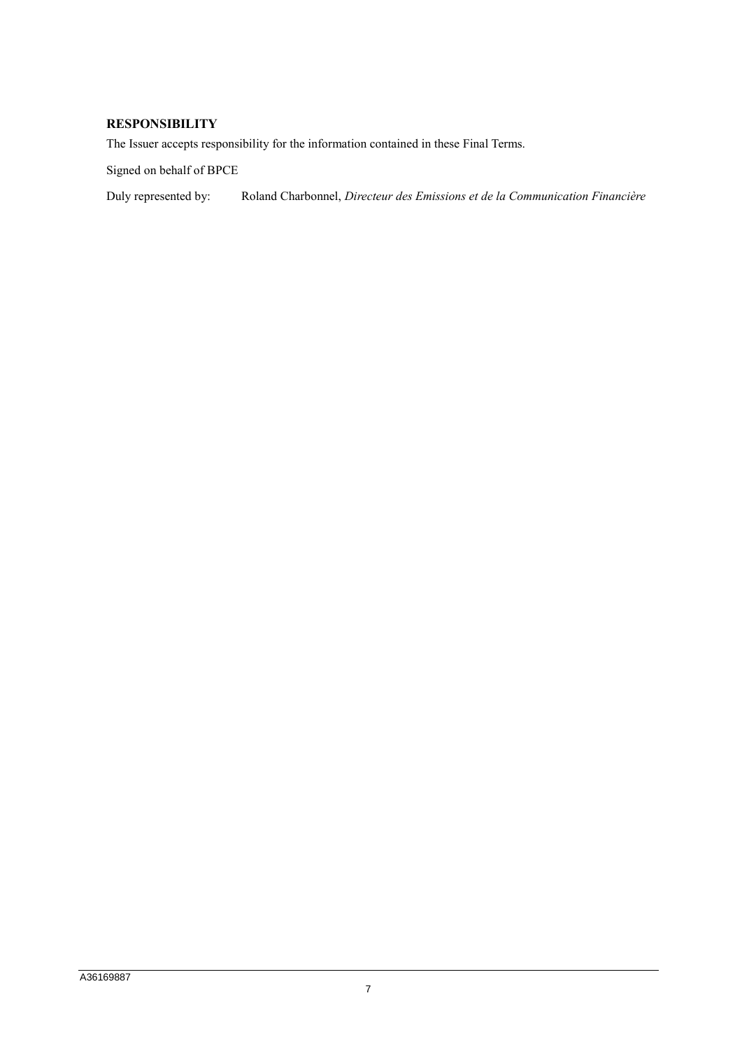**RESPONSIBILITY**

The Issuer accepts responsibility for the information contained in these Final Terms.

Signed on behalf of BPCE

Duly represented by: Roland Charbonnel, *Directeur des Emissions et de la Communication Financière*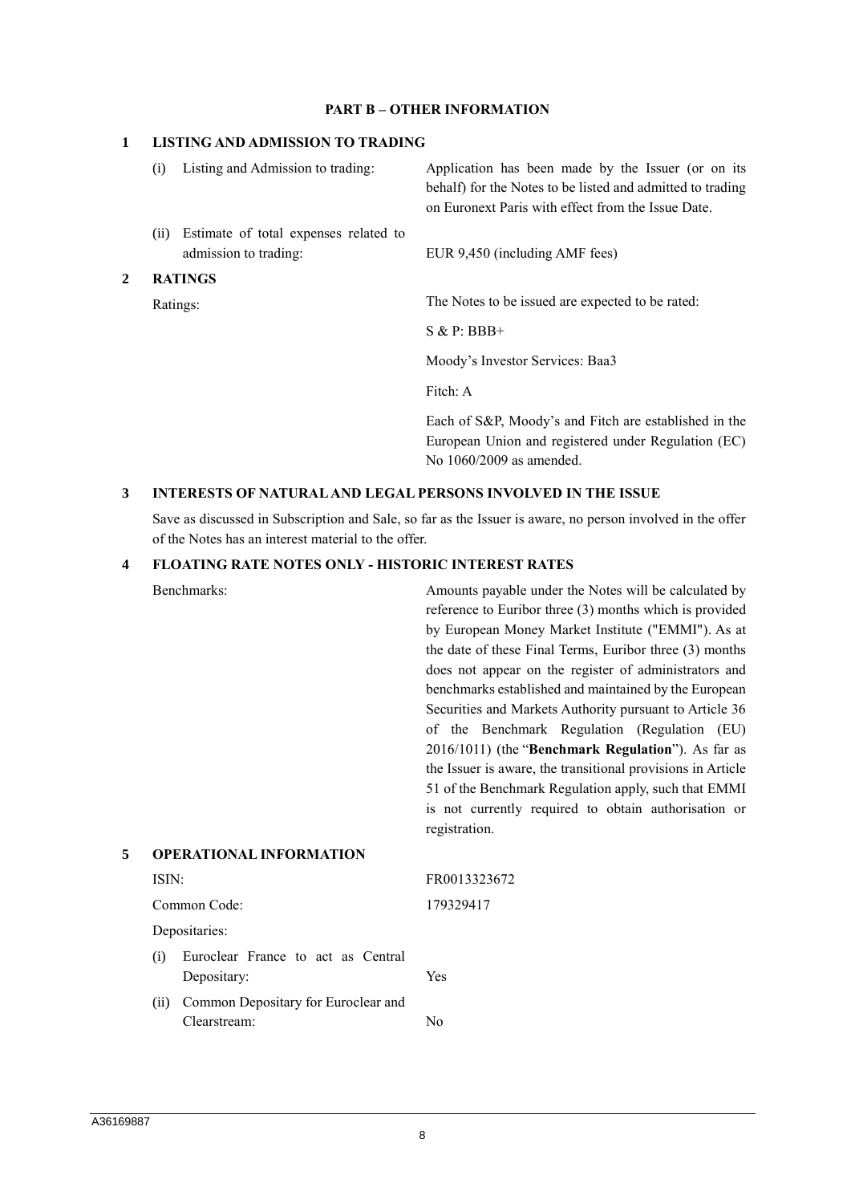## PART B – OTHER INFORMATION

### 1 LISTING AND ADMISSION TO TRADING

| | |
|---|---|
| (i) Listing and Admission to trading: | Application has been made by the Issuer (or on its behalf) for the Notes to be listed and admitted to trading on Euronext Paris with effect from the Issue Date. |
| (ii) Estimate of total expenses related to admission to trading: | EUR 9,450 (including AMF fees) |

### 2 RATINGS

| | |
|---|---|
| Ratings: | The Notes to be issued are expected to be rated: |
| | S & P: BBB+ |
| | Moody's Investor Services: Baa3 |
| | Fitch: A |
| | Each of S&P, Moody's and Fitch are established in the European Union and registered under Regulation (EC) No 1060/2009 as amended. |

### 3 INTERESTS OF NATURAL AND LEGAL PERSONS INVOLVED IN THE ISSUE

Save as discussed in Subscription and Sale, so far as the Issuer is aware, no person involved in the offer of the Notes has an interest material to the offer.

### 4 FLOATING RATE NOTES ONLY - HISTORIC INTEREST RATES

| | |
|---|---|
| Benchmarks: | Amounts payable under the Notes will be calculated by reference to Euribor three (3) months which is provided by European Money Market Institute ("EMMI"). As at the date of these Final Terms, Euribor three (3) months does not appear on the register of administrators and benchmarks established and maintained by the European Securities and Markets Authority pursuant to Article 36 of the Benchmark Regulation (Regulation (EU) 2016/1011) (the "**Benchmark Regulation**"). As far as the Issuer is aware, the transitional provisions in Article 51 of the Benchmark Regulation apply, such that EMMI is not currently required to obtain authorisation or registration. |

### 5 OPERATIONAL INFORMATION

| | |
|---|---|
| ISIN: | FR0013323672 |
| Common Code: | 179329417 |
| Depositaries: | |
| (i) Euroclear France to act as Central Depositary: | Yes |
| (ii) Common Depositary for Euroclear and Clearstream: | No |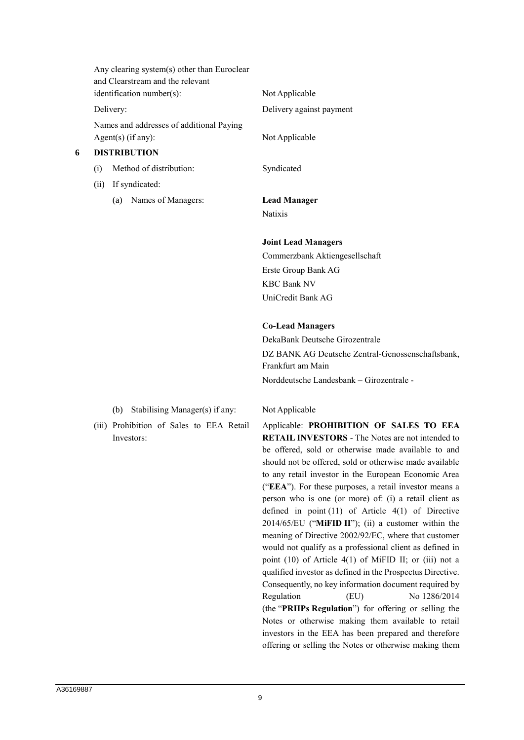| | |
|---|---|
| Any clearing system(s) other than Euroclear and Clearstream and the relevant identification number(s): | Not Applicable |
| Delivery: | Delivery against payment |
| Names and addresses of additional Paying Agent(s) (if any): | Not Applicable |

## 6 DISTRIBUTION

| | |
|---|---|
| (i) Method of distribution: | Syndicated |
| (ii) If syndicated: | |
| (a) Names of Managers: | **Lead Manager**<br>Natixis<br><br>**Joint Lead Managers**<br>Commerzbank Aktiengesellschaft<br>Erste Group Bank AG<br>KBC Bank NV<br>UniCredit Bank AG<br><br>**Co-Lead Managers**<br>DekaBank Deutsche Girozentrale<br>DZ BANK AG Deutsche Zentral-Genossenschaftsbank, Frankfurt am Main<br>Norddeutsche Landesbank – Girozentrale - |
| (b) Stabilising Manager(s) if any: | Not Applicable |
| (iii) Prohibition of Sales to EEA Retail Investors: | Applicable: **PROHIBITION OF SALES TO EEA RETAIL INVESTORS** - The Notes are not intended to be offered, sold or otherwise made available to and should not be offered, sold or otherwise made available to any retail investor in the European Economic Area ("**EEA**"). For these purposes, a retail investor means a person who is one (or more) of: (i) a retail client as defined in point (11) of Article 4(1) of Directive 2014/65/EU ("**MiFID II**"); (ii) a customer within the meaning of Directive 2002/92/EC, where that customer would not qualify as a professional client as defined in point (10) of Article 4(1) of MiFID II; or (iii) not a qualified investor as defined in the Prospectus Directive. Consequently, no key information document required by Regulation (EU) No 1286/2014 (the "**PRIIPs Regulation**") for offering or selling the Notes or otherwise making them available to retail investors in the EEA has been prepared and therefore offering or selling the Notes or otherwise making them |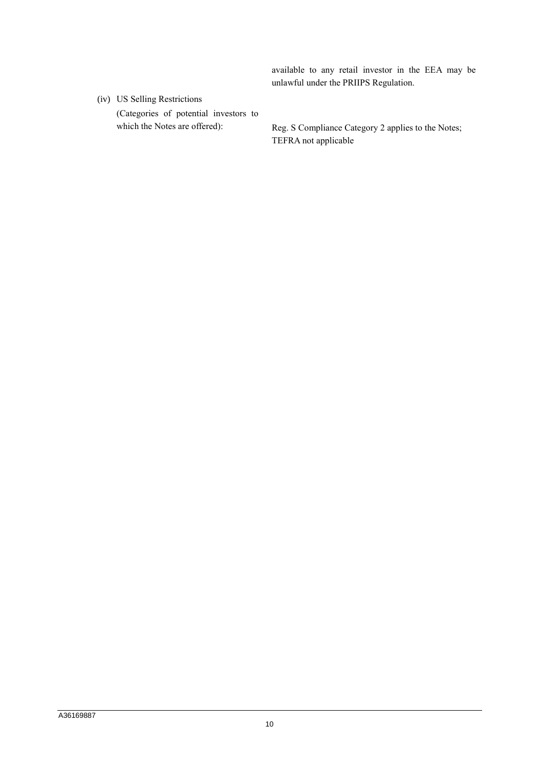| | |
|---|---|
| | available to any retail investor in the EEA may be unlawful under the PRIIPS Regulation. |
| (iv) US Selling Restrictions (Categories of potential investors to which the Notes are offered): | Reg. S Compliance Category 2 applies to the Notes; TEFRA not applicable |

A36169887